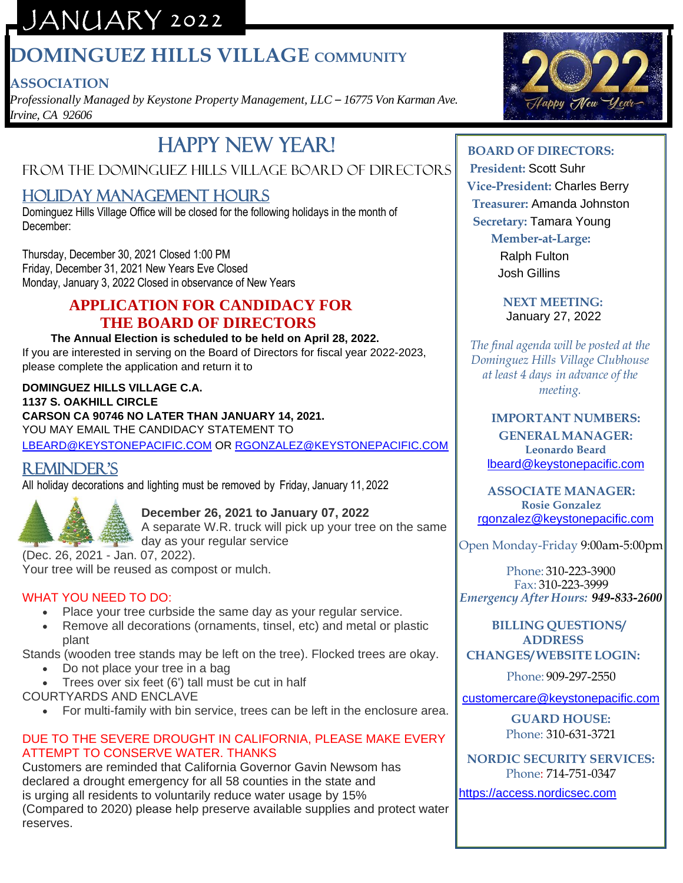# JANUARY 2022

# DOMINGUEZ HILLS VILLAGE COMMUNITY ASSOCIATION

*Professionally Managed by Keystone Property Management, LLC – 16775 Von Karman Ave. Irvine, CA 92606*

## HAPPY NEW YEAR!

FROM THE DOMINGUEZ HILLS VILLAGE BOARD OF DIRECTORS

## HOLIDAY MANAGEMENT HOURS

Dominguez Hills Village Office will be closed for the following holidays in the month of December:

Thursday, December 30, 2021 Closed 1:00 PM
Friday, December 31, 2021 New Years Eve Closed
Monday, January 3, 2022 Closed in observance of New Years

## APPLICATION FOR CANDIDACY FOR THE BOARD OF DIRECTORS

**The Annual Election is scheduled to be held on April 28, 2022.**
If you are interested in serving on the Board of Directors for fiscal year 2022-2023, please complete the application and return it to

**DOMINGUEZ HILLS VILLAGE C.A.**
**1137 S. OAKHILL CIRCLE**
**CARSON CA 90746 NO LATER THAN JANUARY 14, 2021.**
YOU MAY EMAIL THE CANDIDACY STATEMENT TO
LBEARD@KEYSTONEPACIFIC.COM OR RGONZALEZ@KEYSTONEPACIFIC.COM

## REMINDER'S

All holiday decorations and lighting must be removed by Friday, January 11, 2022

**December 26, 2021 to January 07, 2022**
A separate W.R. truck will pick up your tree on the same day as your regular service (Dec. 26, 2021 - Jan. 07, 2022).
Your tree will be reused as compost or mulch.

WHAT YOU NEED TO DO:

- Place your tree curbside the same day as your regular service.
- Remove all decorations (ornaments, tinsel, etc) and metal or plastic plant

Stands (wooden tree stands may be left on the tree). Flocked trees are okay.

- Do not place your tree in a bag
- Trees over six feet (6') tall must be cut in half

COURTYARDS AND ENCLAVE

- For multi-family with bin service, trees can be left in the enclosure area.

DUE TO THE SEVERE DROUGHT IN CALIFORNIA, PLEASE MAKE EVERY ATTEMPT TO CONSERVE WATER. THANKS

Customers are reminded that California Governor Gavin Newsom has declared a drought emergency for all 58 counties in the state and is urging all residents to voluntarily reduce water usage by 15% (Compared to 2020) please help preserve available supplies and protect water reserves.

---

**BOARD OF DIRECTORS:**
**President:** Scott Suhr
**Vice-President:** Charles Berry
**Treasurer:** Amanda Johnston
**Secretary:** Tamara Young
**Member-at-Large:**
Ralph Fulton
Josh Gillins

**NEXT MEETING:**
January 27, 2022

*The final agenda will be posted at the Dominguez Hills Village Clubhouse at least 4 days in advance of the meeting.*

**IMPORTANT NUMBERS:**

**GENERAL MANAGER:**
**Leonardo Beard**
lbeard@keystonepacific.com

**ASSOCIATE MANAGER:**
**Rosie Gonzalez**
rgonzalez@keystonepacific.com

Open Monday-Friday 9:00am-5:00pm

Phone: 310-223-3900
Fax: 310-223-3999
*Emergency After Hours:* ***949-833-2600***

**BILLING QUESTIONS/ ADDRESS CHANGES/WEBSITE LOGIN:**
Phone: 909-297-2550
customercare@keystonepacific.com

**GUARD HOUSE:**
Phone: 310-631-3721

**NORDIC SECURITY SERVICES:**
Phone: 714-751-0347
https://access.nordicsec.com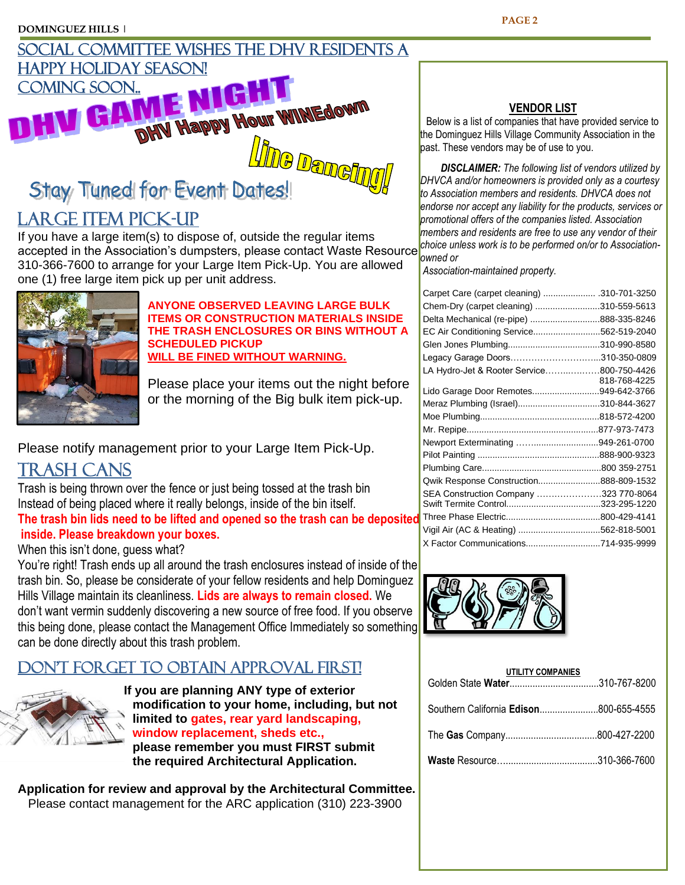## SOCIAL COMMITTEE WISHES THE DHV RESIDENTS A HAPPY HOLIDAY SEASON!

## COMING SOON..

DHV GAME NIGHT

DHV Happy Hour WINEdown

Line Dancing!

Stay Tuned for Event Dates!

## LARGE ITEM PICK-UP

If you have a large item(s) to dispose of, outside the regular items accepted in the Association's dumpsters, please contact Waste Resource 310-366-7600 to arrange for your Large Item Pick-Up. You are allowed one (1) free large item pick up per unit address.

**ANYONE OBSERVED LEAVING LARGE BULK ITEMS OR CONSTRUCTION MATERIALS INSIDE THE TRASH ENCLOSURES OR BINS WITHOUT A SCHEDULED PICKUP WILL BE FINED WITHOUT WARNING.**

Please place your items out the night before or the morning of the Big bulk item pick-up.

Please notify management prior to your Large Item Pick-Up.

## TRASH CANS

Trash is being thrown over the fence or just being tossed at the trash bin Instead of being placed where it really belongs, inside of the bin itself. **The trash bin lids need to be lifted and opened so the trash can be deposited inside. Please breakdown your boxes.**

When this isn't done, guess what?

You're right! Trash ends up all around the trash enclosures instead of inside of the trash bin. So, please be considerate of your fellow residents and help Dominguez Hills Village maintain its cleanliness. **Lids are always to remain closed.** We don't want vermin suddenly discovering a new source of free food. If you observe this being done, please contact the Management Office Immediately so something can be done directly about this trash problem.

## DON'T FORGET TO OBTAIN APPROVAL FIRST!

**If you are planning ANY type of exterior modification to your home, including, but not limited to gates, rear yard landscaping, window replacement, sheds etc., please remember you must FIRST submit the required Architectural Application.**

**Application for review and approval by the Architectural Committee.**
Please contact management for the ARC application (310) 223-3900

## VENDOR LIST

Below is a list of companies that have provided service to the Dominguez Hills Village Community Association in the past. These vendors may be of use to you.

***DISCLAIMER:*** *The following list of vendors utilized by DHVCA and/or homeowners is provided only as a courtesy to Association members and residents. DHVCA does not endorse nor accept any liability for the products, services or promotional offers of the companies listed. Association members and residents are free to use any vendor of their choice unless work is to be performed on/or to Association-owned or Association-maintained property.*

| | |
|---|---|
| Carpet Care (carpet cleaning) | 310-701-3250 |
| Chem-Dry (carpet cleaning) | 310-559-5613 |
| Delta Mechanical (re-pipe) | 888-335-8246 |
| EC Air Conditioning Service | 562-519-2040 |
| Glen Jones Plumbing | 310-990-8580 |
| Legacy Garage Doors | 310-350-0809 |
| LA Hydro-Jet & Rooter Service | 800-750-4426 / 818-768-4225 |
| Lido Garage Door Remotes | 949-642-3766 |
| Meraz Plumbing (Israel) | 310-844-3627 |
| Moe Plumbing | 818-572-4200 |
| Mr. Repipe | 877-973-7473 |
| Newport Exterminating | 949-261-0700 |
| Pilot Painting | 888-900-9323 |
| Plumbing Care | 800 359-2751 |
| Qwik Response Construction | 888-809-1532 |
| SEA Construction Company | 323 770-8064 |
| Swift Termite Control | 323-295-1220 |
| Three Phase Electric | 800-429-4141 |
| Vigil Air (AC & Heating) | 562-818-5001 |
| X Factor Communications | 714-935-9999 |

**UTILITY COMPANIES**

| | |
|---|---|
| Golden State **Water** | 310-767-8200 |
| Southern California **Edison** | 800-655-4555 |
| The **Gas** Company | 800-427-2200 |
| **Waste** Resource | 310-366-7600 |